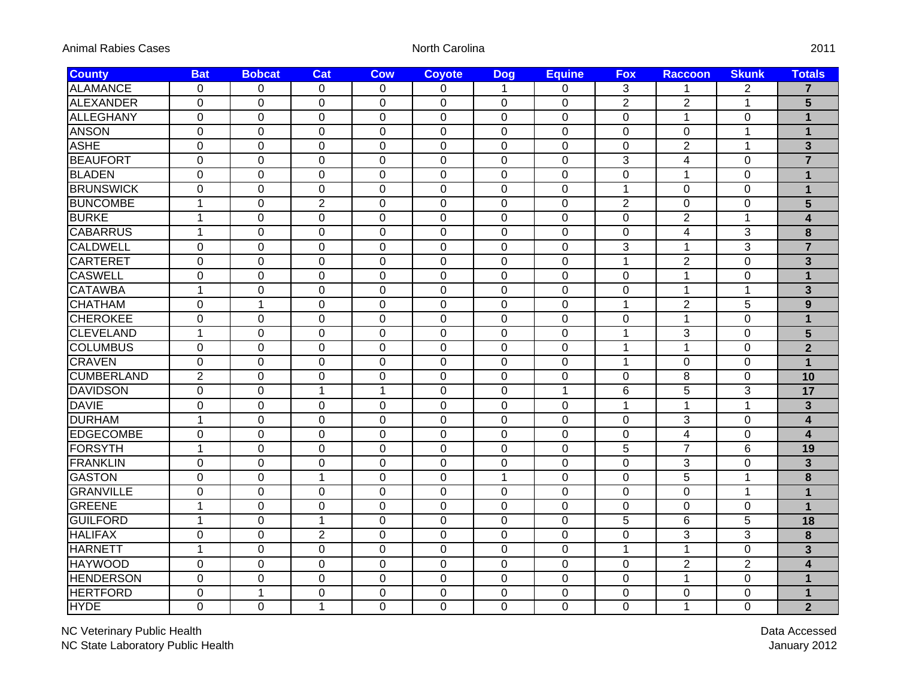Animal Rabies Cases — North Carolina — 2011

| County | Bat | Bobcat | Cat | Cow | Coyote | Dog | Equine | Fox | Raccoon | Skunk | Totals |
|---|---|---|---|---|---|---|---|---|---|---|---|
| ALAMANCE | 0 | 0 | 0 | 0 | 0 | 1 | 0 | 3 | 1 | 2 | **7** |
| ALEXANDER | 0 | 0 | 0 | 0 | 0 | 0 | 0 | 2 | 2 | 1 | **5** |
| ALLEGHANY | 0 | 0 | 0 | 0 | 0 | 0 | 0 | 0 | 1 | 0 | **1** |
| ANSON | 0 | 0 | 0 | 0 | 0 | 0 | 0 | 0 | 0 | 1 | **1** |
| ASHE | 0 | 0 | 0 | 0 | 0 | 0 | 0 | 0 | 2 | 1 | **3** |
| BEAUFORT | 0 | 0 | 0 | 0 | 0 | 0 | 0 | 3 | 4 | 0 | **7** |
| BLADEN | 0 | 0 | 0 | 0 | 0 | 0 | 0 | 0 | 1 | 0 | **1** |
| BRUNSWICK | 0 | 0 | 0 | 0 | 0 | 0 | 0 | 1 | 0 | 0 | **1** |
| BUNCOMBE | 1 | 0 | 2 | 0 | 0 | 0 | 0 | 2 | 0 | 0 | **5** |
| BURKE | 1 | 0 | 0 | 0 | 0 | 0 | 0 | 0 | 2 | 1 | **4** |
| CABARRUS | 1 | 0 | 0 | 0 | 0 | 0 | 0 | 0 | 4 | 3 | **8** |
| CALDWELL | 0 | 0 | 0 | 0 | 0 | 0 | 0 | 3 | 1 | 3 | **7** |
| CARTERET | 0 | 0 | 0 | 0 | 0 | 0 | 0 | 1 | 2 | 0 | **3** |
| CASWELL | 0 | 0 | 0 | 0 | 0 | 0 | 0 | 0 | 1 | 0 | **1** |
| CATAWBA | 1 | 0 | 0 | 0 | 0 | 0 | 0 | 0 | 1 | 1 | **3** |
| CHATHAM | 0 | 1 | 0 | 0 | 0 | 0 | 0 | 1 | 2 | 5 | **9** |
| CHEROKEE | 0 | 0 | 0 | 0 | 0 | 0 | 0 | 0 | 1 | 0 | **1** |
| CLEVELAND | 1 | 0 | 0 | 0 | 0 | 0 | 0 | 1 | 3 | 0 | **5** |
| COLUMBUS | 0 | 0 | 0 | 0 | 0 | 0 | 0 | 1 | 1 | 0 | **2** |
| CRAVEN | 0 | 0 | 0 | 0 | 0 | 0 | 0 | 1 | 0 | 0 | **1** |
| CUMBERLAND | 2 | 0 | 0 | 0 | 0 | 0 | 0 | 0 | 8 | 0 | **10** |
| DAVIDSON | 0 | 0 | 1 | 1 | 0 | 0 | 1 | 6 | 5 | 3 | **17** |
| DAVIE | 0 | 0 | 0 | 0 | 0 | 0 | 0 | 1 | 1 | 1 | **3** |
| DURHAM | 1 | 0 | 0 | 0 | 0 | 0 | 0 | 0 | 3 | 0 | **4** |
| EDGECOMBE | 0 | 0 | 0 | 0 | 0 | 0 | 0 | 0 | 4 | 0 | **4** |
| FORSYTH | 1 | 0 | 0 | 0 | 0 | 0 | 0 | 5 | 7 | 6 | **19** |
| FRANKLIN | 0 | 0 | 0 | 0 | 0 | 0 | 0 | 0 | 3 | 0 | **3** |
| GASTON | 0 | 0 | 1 | 0 | 0 | 1 | 0 | 0 | 5 | 1 | **8** |
| GRANVILLE | 0 | 0 | 0 | 0 | 0 | 0 | 0 | 0 | 0 | 1 | **1** |
| GREENE | 1 | 0 | 0 | 0 | 0 | 0 | 0 | 0 | 0 | 0 | **1** |
| GUILFORD | 1 | 0 | 1 | 0 | 0 | 0 | 0 | 5 | 6 | 5 | **18** |
| HALIFAX | 0 | 0 | 2 | 0 | 0 | 0 | 0 | 0 | 3 | 3 | **8** |
| HARNETT | 1 | 0 | 0 | 0 | 0 | 0 | 0 | 1 | 1 | 0 | **3** |
| HAYWOOD | 0 | 0 | 0 | 0 | 0 | 0 | 0 | 0 | 2 | 2 | **4** |
| HENDERSON | 0 | 0 | 0 | 0 | 0 | 0 | 0 | 0 | 1 | 0 | **1** |
| HERTFORD | 0 | 1 | 0 | 0 | 0 | 0 | 0 | 0 | 0 | 0 | **1** |
| HYDE | 0 | 0 | 1 | 0 | 0 | 0 | 0 | 0 | 1 | 0 | **2** |

NC Veterinary Public Health
NC State Laboratory Public Health

Data Accessed
January 2012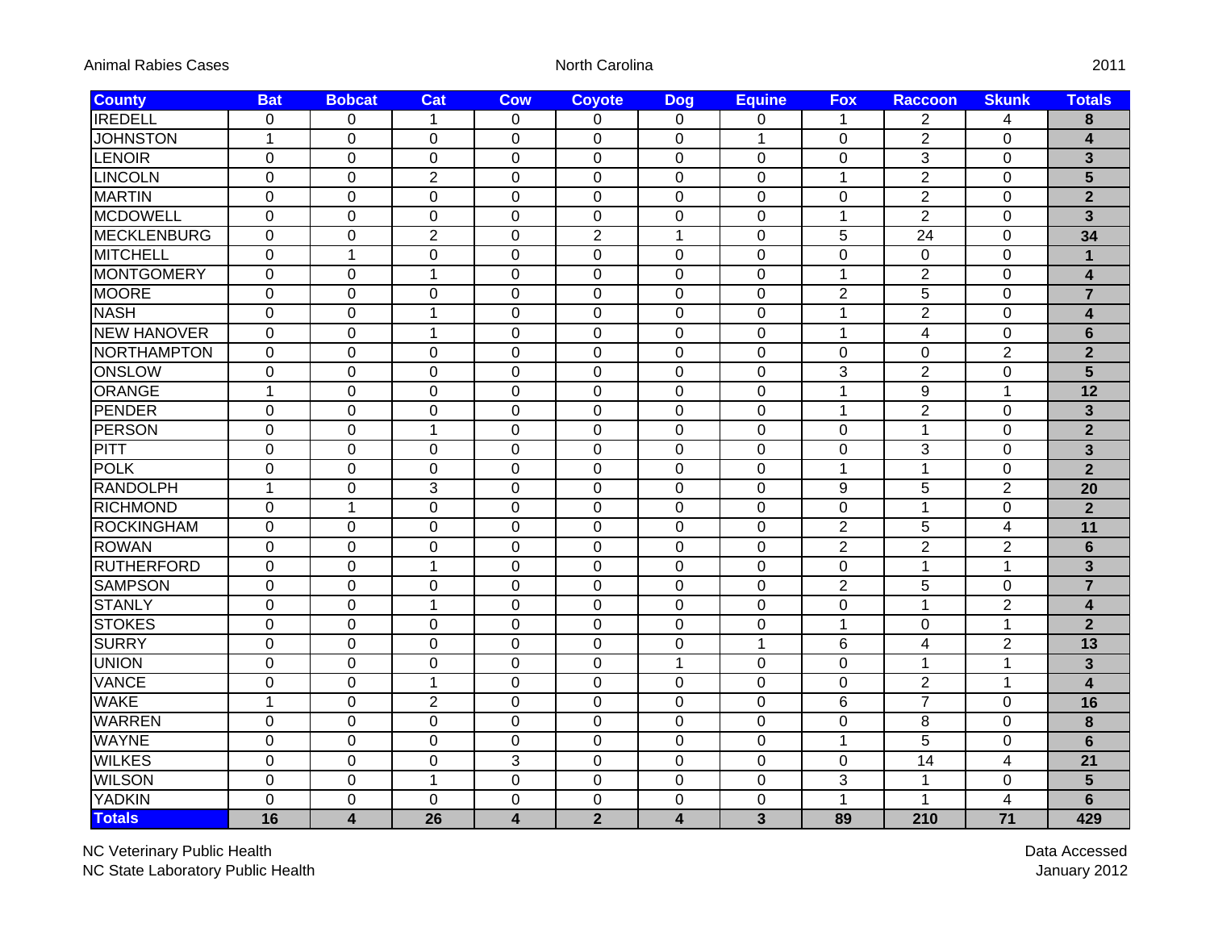Animal Rabies Cases North Carolina 2011

| County | Bat | Bobcat | Cat | Cow | Coyote | Dog | Equine | Fox | Raccoon | Skunk | Totals |
|---|---|---|---|---|---|---|---|---|---|---|---|
| IREDELL | 0 | 0 | 1 | 0 | 0 | 0 | 0 | 1 | 2 | 4 | **8** |
| JOHNSTON | 1 | 0 | 0 | 0 | 0 | 0 | 1 | 0 | 2 | 0 | **4** |
| LENOIR | 0 | 0 | 0 | 0 | 0 | 0 | 0 | 0 | 3 | 0 | **3** |
| LINCOLN | 0 | 0 | 2 | 0 | 0 | 0 | 0 | 1 | 2 | 0 | **5** |
| MARTIN | 0 | 0 | 0 | 0 | 0 | 0 | 0 | 0 | 2 | 0 | **2** |
| MCDOWELL | 0 | 0 | 0 | 0 | 0 | 0 | 0 | 1 | 2 | 0 | **3** |
| MECKLENBURG | 0 | 0 | 2 | 0 | 2 | 1 | 0 | 5 | 24 | 0 | **34** |
| MITCHELL | 0 | 1 | 0 | 0 | 0 | 0 | 0 | 0 | 0 | 0 | **1** |
| MONTGOMERY | 0 | 0 | 1 | 0 | 0 | 0 | 0 | 1 | 2 | 0 | **4** |
| MOORE | 0 | 0 | 0 | 0 | 0 | 0 | 0 | 2 | 5 | 0 | **7** |
| NASH | 0 | 0 | 1 | 0 | 0 | 0 | 0 | 1 | 2 | 0 | **4** |
| NEW HANOVER | 0 | 0 | 1 | 0 | 0 | 0 | 0 | 1 | 4 | 0 | **6** |
| NORTHAMPTON | 0 | 0 | 0 | 0 | 0 | 0 | 0 | 0 | 0 | 2 | **2** |
| ONSLOW | 0 | 0 | 0 | 0 | 0 | 0 | 0 | 3 | 2 | 0 | **5** |
| ORANGE | 1 | 0 | 0 | 0 | 0 | 0 | 0 | 1 | 9 | 1 | **12** |
| PENDER | 0 | 0 | 0 | 0 | 0 | 0 | 0 | 1 | 2 | 0 | **3** |
| PERSON | 0 | 0 | 1 | 0 | 0 | 0 | 0 | 0 | 1 | 0 | **2** |
| PITT | 0 | 0 | 0 | 0 | 0 | 0 | 0 | 0 | 3 | 0 | **3** |
| POLK | 0 | 0 | 0 | 0 | 0 | 0 | 0 | 1 | 1 | 0 | **2** |
| RANDOLPH | 1 | 0 | 3 | 0 | 0 | 0 | 0 | 9 | 5 | 2 | **20** |
| RICHMOND | 0 | 1 | 0 | 0 | 0 | 0 | 0 | 0 | 1 | 0 | **2** |
| ROCKINGHAM | 0 | 0 | 0 | 0 | 0 | 0 | 0 | 2 | 5 | 4 | **11** |
| ROWAN | 0 | 0 | 0 | 0 | 0 | 0 | 0 | 2 | 2 | 2 | **6** |
| RUTHERFORD | 0 | 0 | 1 | 0 | 0 | 0 | 0 | 0 | 1 | 1 | **3** |
| SAMPSON | 0 | 0 | 0 | 0 | 0 | 0 | 0 | 2 | 5 | 0 | **7** |
| STANLY | 0 | 0 | 1 | 0 | 0 | 0 | 0 | 0 | 1 | 2 | **4** |
| STOKES | 0 | 0 | 0 | 0 | 0 | 0 | 0 | 1 | 0 | 1 | **2** |
| SURRY | 0 | 0 | 0 | 0 | 0 | 0 | 1 | 6 | 4 | 2 | **13** |
| UNION | 0 | 0 | 0 | 0 | 0 | 1 | 0 | 0 | 1 | 1 | **3** |
| VANCE | 0 | 0 | 1 | 0 | 0 | 0 | 0 | 0 | 2 | 1 | **4** |
| WAKE | 1 | 0 | 2 | 0 | 0 | 0 | 0 | 6 | 7 | 0 | **16** |
| WARREN | 0 | 0 | 0 | 0 | 0 | 0 | 0 | 0 | 8 | 0 | **8** |
| WAYNE | 0 | 0 | 0 | 0 | 0 | 0 | 0 | 1 | 5 | 0 | **6** |
| WILKES | 0 | 0 | 0 | 3 | 0 | 0 | 0 | 0 | 14 | 4 | **21** |
| WILSON | 0 | 0 | 1 | 0 | 0 | 0 | 0 | 3 | 1 | 0 | **5** |
| YADKIN | 0 | 0 | 0 | 0 | 0 | 0 | 0 | 1 | 1 | 4 | **6** |
| **Totals** | **16** | **4** | **26** | **4** | **2** | **4** | **3** | **89** | **210** | **71** | **429** |

NC Veterinary Public Health
NC State Laboratory Public Health

Data Accessed
January 2012